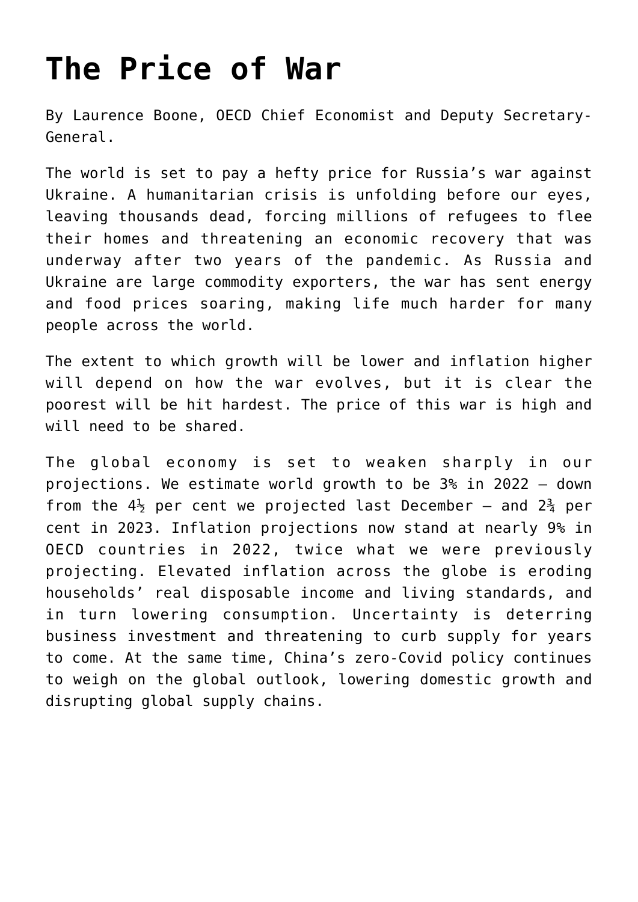# The Price of War

By Laurence Boone, OECD Chief Economist and Deputy Secretary-General.

The world is set to pay a hefty price for Russia's war against Ukraine. A humanitarian crisis is unfolding before our eyes, leaving thousands dead, forcing millions of refugees to flee their homes and threatening an economic recovery that was underway after two years of the pandemic. As Russia and Ukraine are large commodity exporters, the war has sent energy and food prices soaring, making life much harder for many people across the world.

The extent to which growth will be lower and inflation higher will depend on how the war evolves, but it is clear the poorest will be hit hardest. The price of this war is high and will need to be shared.

The global economy is set to weaken sharply in our projections. We estimate world growth to be 3% in 2022 – down from the 4½ per cent we projected last December – and 2¾ per cent in 2023. Inflation projections now stand at nearly 9% in OECD countries in 2022, twice what we were previously projecting. Elevated inflation across the globe is eroding households' real disposable income and living standards, and in turn lowering consumption. Uncertainty is deterring business investment and threatening to curb supply for years to come. At the same time, China's zero-Covid policy continues to weigh on the global outlook, lowering domestic growth and disrupting global supply chains.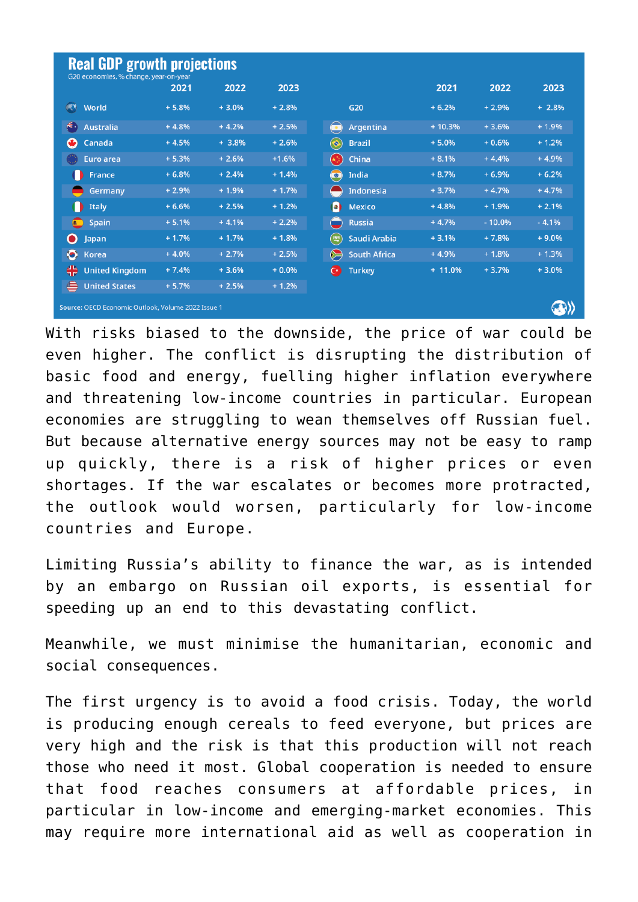**Real GDP growth projections**

G20 economies, % change, year-on-year

| | 2021 | 2022 | 2023 |
|---|---|---|---|
| World | + 5.8% | + 3.0% | + 2.8% |
| Australia | + 4.8% | + 4.2% | + 2.5% |
| Canada | + 4.5% | + 3.8% | + 2.6% |
| Euro area | + 5.3% | + 2.6% | +1.6% |
| France | + 6.8% | + 2.4% | + 1.4% |
| Germany | + 2.9% | + 1.9% | + 1.7% |
| Italy | + 6.6% | + 2.5% | + 1.2% |
| Spain | + 5.1% | + 4.1% | + 2.2% |
| Japan | + 1.7% | + 1.7% | + 1.8% |
| Korea | + 4.0% | + 2.7% | + 2.5% |
| United Kingdom | + 7.4% | + 3.6% | + 0.0% |
| United States | + 5.7% | + 2.5% | + 1.2% |
| G20 | + 6.2% | + 2.9% | + 2.8% |
| Argentina | + 10.3% | + 3.6% | + 1.9% |
| Brazil | + 5.0% | + 0.6% | + 1.2% |
| China | + 8.1% | + 4.4% | + 4.9% |
| India | + 8.7% | + 6.9% | + 6.2% |
| Indonesia | + 3.7% | + 4.7% | + 4.7% |
| Mexico | + 4.8% | + 1.9% | + 2.1% |
| Russia | + 4.7% | - 10.0% | - 4.1% |
| Saudi Arabia | + 3.1% | + 7.8% | + 9.0% |
| South Africa | + 4.9% | + 1.8% | + 1.3% |
| Turkey | + 11.0% | + 3.7% | + 3.0% |

**Source:** OECD Economic Outlook, Volume 2022 Issue 1

With risks biased to the downside, the price of war could be even higher. The conflict is disrupting the distribution of basic food and energy, fuelling higher inflation everywhere and threatening low-income countries in particular. European economies are struggling to wean themselves off Russian fuel. But because alternative energy sources may not be easy to ramp up quickly, there is a risk of higher prices or even shortages. If the war escalates or becomes more protracted, the outlook would worsen, particularly for low-income countries and Europe.

Limiting Russia's ability to finance the war, as is intended by an embargo on Russian oil exports, is essential for speeding up an end to this devastating conflict.

Meanwhile, we must minimise the humanitarian, economic and social consequences.

The first urgency is to avoid a food crisis. Today, the world is producing enough cereals to feed everyone, but prices are very high and the risk is that this production will not reach those who need it most. Global cooperation is needed to ensure that food reaches consumers at affordable prices, in particular in low-income and emerging-market economies. This may require more international aid as well as cooperation in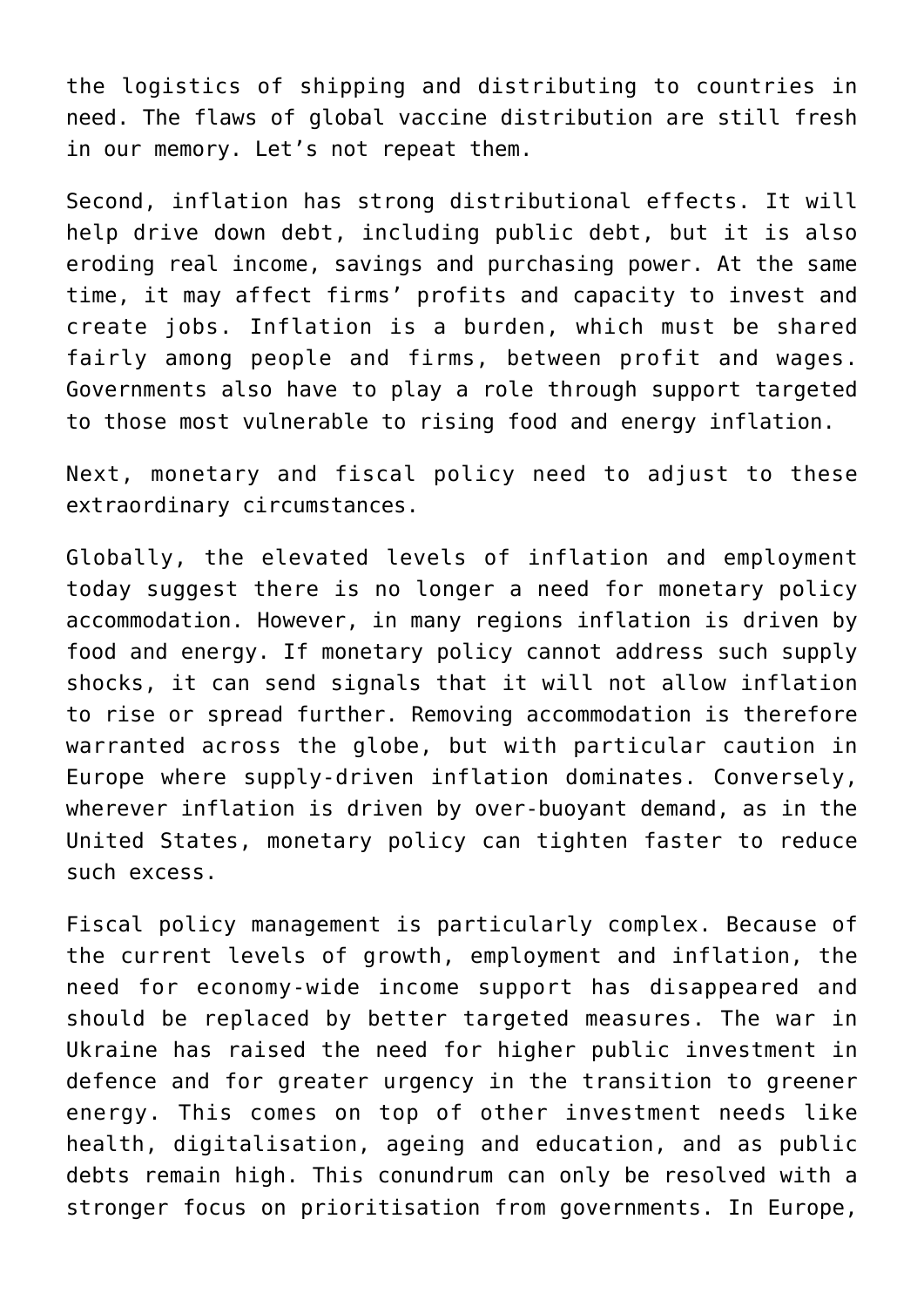the logistics of shipping and distributing to countries in need. The flaws of global vaccine distribution are still fresh in our memory. Let's not repeat them.

Second, inflation has strong distributional effects. It will help drive down debt, including public debt, but it is also eroding real income, savings and purchasing power. At the same time, it may affect firms' profits and capacity to invest and create jobs. Inflation is a burden, which must be shared fairly among people and firms, between profit and wages. Governments also have to play a role through support targeted to those most vulnerable to rising food and energy inflation.

Next, monetary and fiscal policy need to adjust to these extraordinary circumstances.

Globally, the elevated levels of inflation and employment today suggest there is no longer a need for monetary policy accommodation. However, in many regions inflation is driven by food and energy. If monetary policy cannot address such supply shocks, it can send signals that it will not allow inflation to rise or spread further. Removing accommodation is therefore warranted across the globe, but with particular caution in Europe where supply-driven inflation dominates. Conversely, wherever inflation is driven by over-buoyant demand, as in the United States, monetary policy can tighten faster to reduce such excess.

Fiscal policy management is particularly complex. Because of the current levels of growth, employment and inflation, the need for economy-wide income support has disappeared and should be replaced by better targeted measures. The war in Ukraine has raised the need for higher public investment in defence and for greater urgency in the transition to greener energy. This comes on top of other investment needs like health, digitalisation, ageing and education, and as public debts remain high. This conundrum can only be resolved with a stronger focus on prioritisation from governments. In Europe,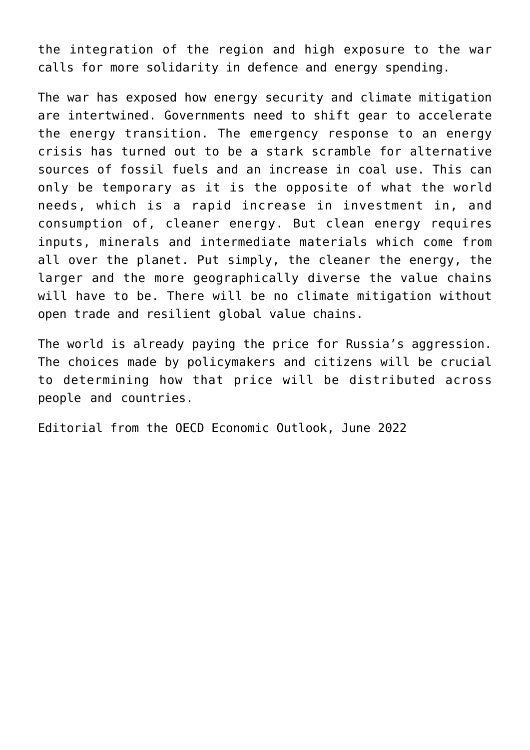the integration of the region and high exposure to the war calls for more solidarity in defence and energy spending.

The war has exposed how energy security and climate mitigation are intertwined. Governments need to shift gear to accelerate the energy transition. The emergency response to an energy crisis has turned out to be a stark scramble for alternative sources of fossil fuels and an increase in coal use. This can only be temporary as it is the opposite of what the world needs, which is a rapid increase in investment in, and consumption of, cleaner energy. But clean energy requires inputs, minerals and intermediate materials which come from all over the planet. Put simply, the cleaner the energy, the larger and the more geographically diverse the value chains will have to be. There will be no climate mitigation without open trade and resilient global value chains.

The world is already paying the price for Russia's aggression. The choices made by policymakers and citizens will be crucial to determining how that price will be distributed across people and countries.

Editorial from the OECD Economic Outlook, June 2022